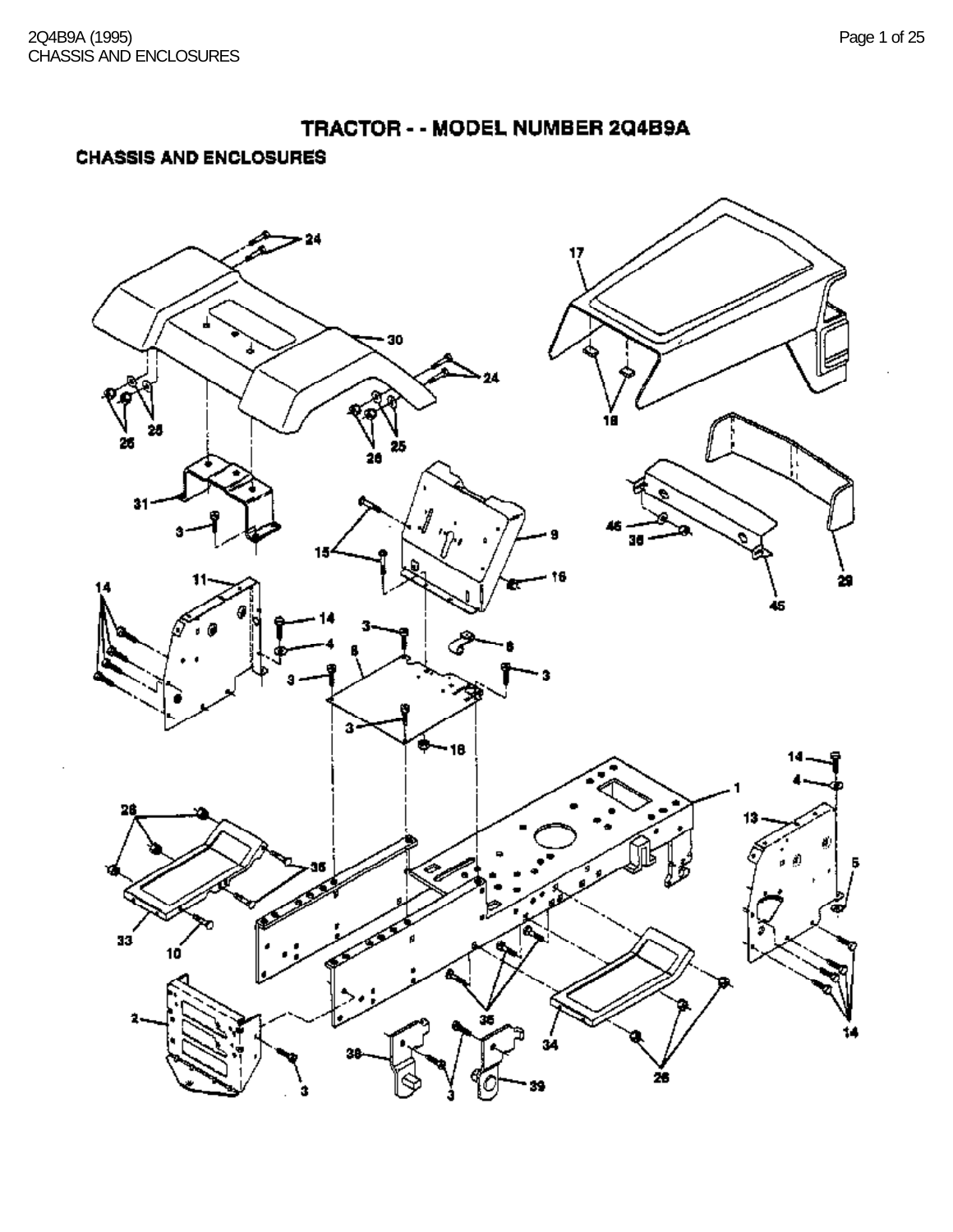# TRACTOR - - MODEL NUMBER 2Q4B9A

## CHASSIS AND ENCLOSURES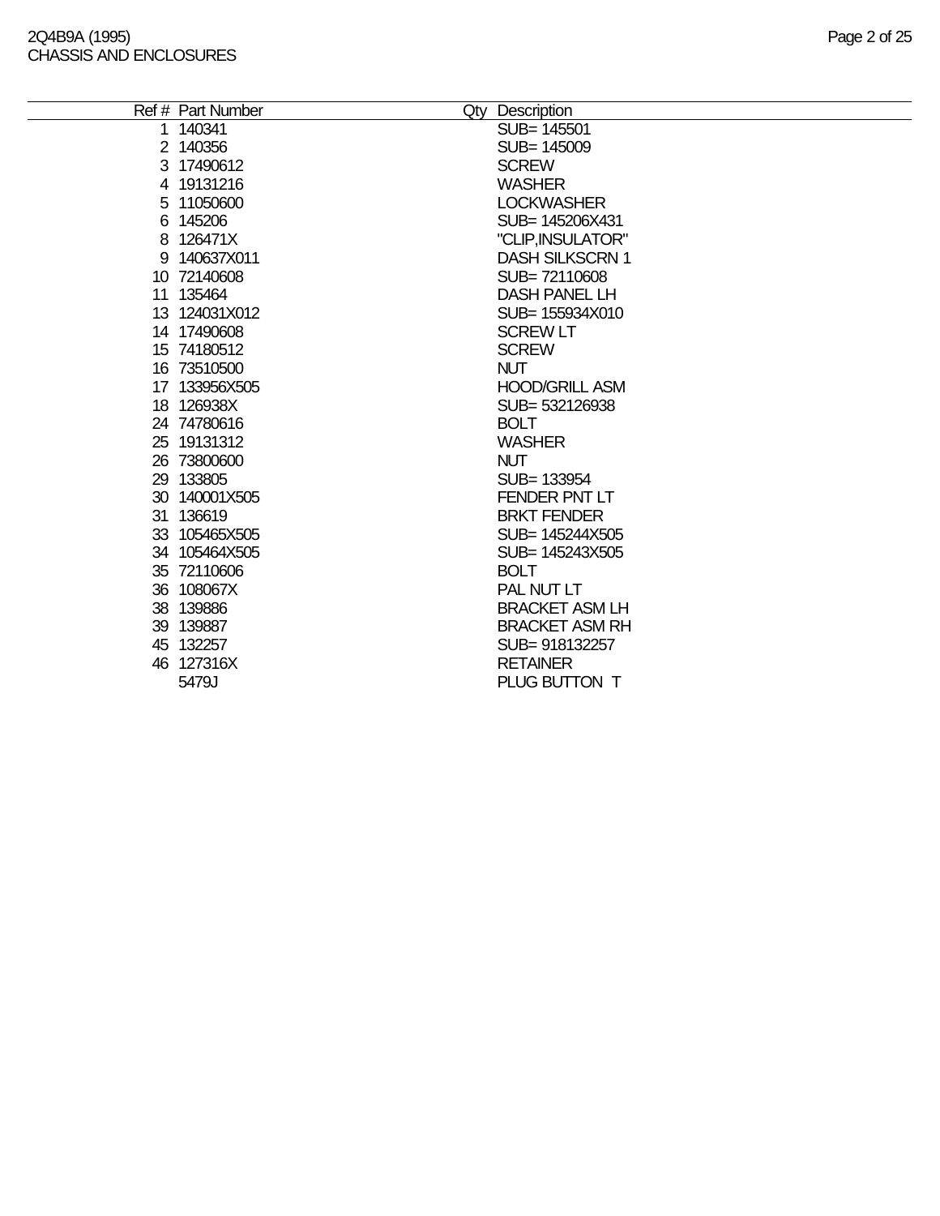2Q4B9A (1995)
CHASSIS AND ENCLOSURES

| Ref # | Part Number | Qty | Description |
|---|---|---|---|
| 1 | 140341 | | SUB= 145501 |
| 2 | 140356 | | SUB= 145009 |
| 3 | 17490612 | | SCREW |
| 4 | 19131216 | | WASHER |
| 5 | 11050600 | | LOCKWASHER |
| 6 | 145206 | | SUB= 145206X431 |
| 8 | 126471X | | "CLIP,INSULATOR" |
| 9 | 140637X011 | | DASH SILKSCRN 1 |
| 10 | 72140608 | | SUB= 72110608 |
| 11 | 135464 | | DASH PANEL LH |
| 13 | 124031X012 | | SUB= 155934X010 |
| 14 | 17490608 | | SCREW LT |
| 15 | 74180512 | | SCREW |
| 16 | 73510500 | | NUT |
| 17 | 133956X505 | | HOOD/GRILL ASM |
| 18 | 126938X | | SUB= 532126938 |
| 24 | 74780616 | | BOLT |
| 25 | 19131312 | | WASHER |
| 26 | 73800600 | | NUT |
| 29 | 133805 | | SUB= 133954 |
| 30 | 140001X505 | | FENDER PNT LT |
| 31 | 136619 | | BRKT FENDER |
| 33 | 105465X505 | | SUB= 145244X505 |
| 34 | 105464X505 | | SUB= 145243X505 |
| 35 | 72110606 | | BOLT |
| 36 | 108067X | | PAL NUT LT |
| 38 | 139886 | | BRACKET ASM LH |
| 39 | 139887 | | BRACKET ASM RH |
| 45 | 132257 | | SUB= 918132257 |
| 46 | 127316X | | RETAINER |
| | 5479J | | PLUG BUTTON T |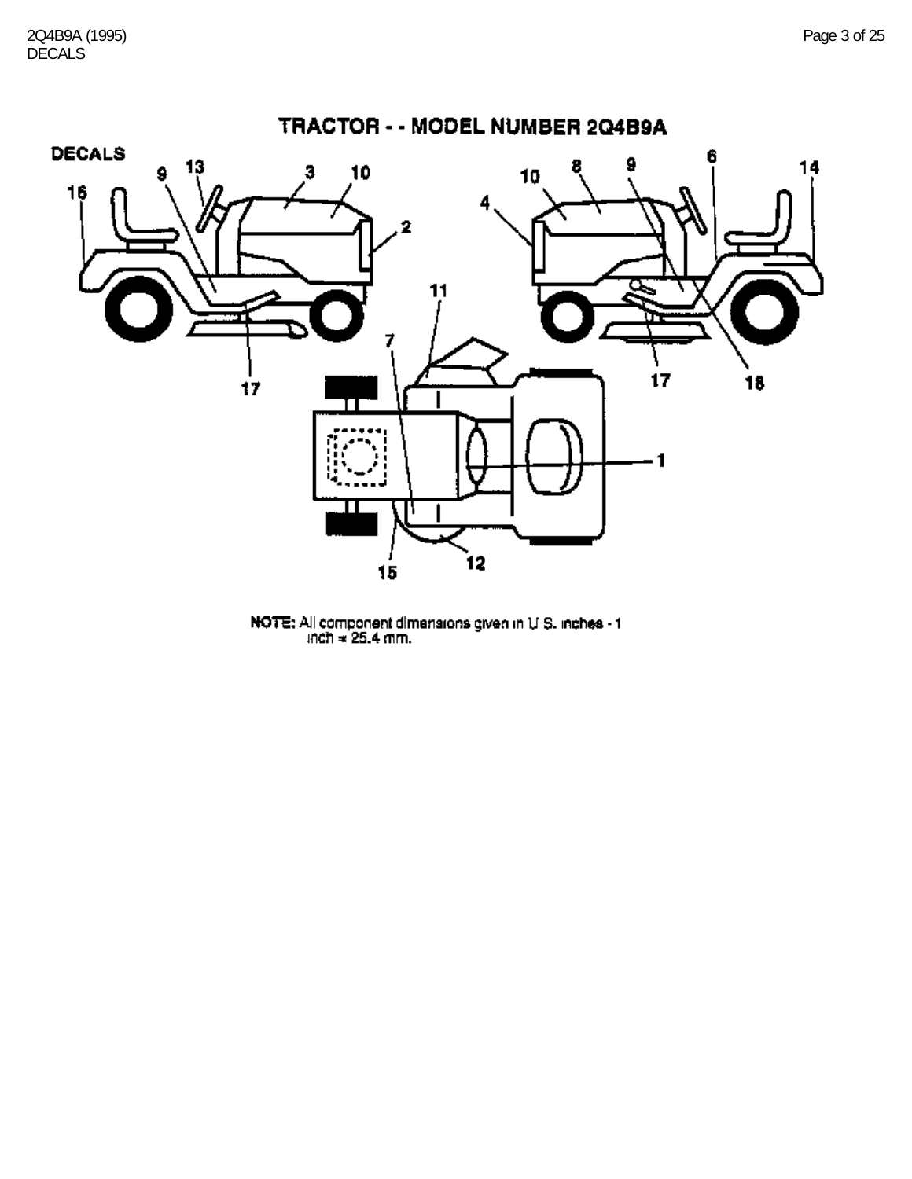# TRACTOR - - MODEL NUMBER 2Q4B9A

## DECALS

NOTE: All component dimensions given in U S. inches - 1 inch = 25.4 mm.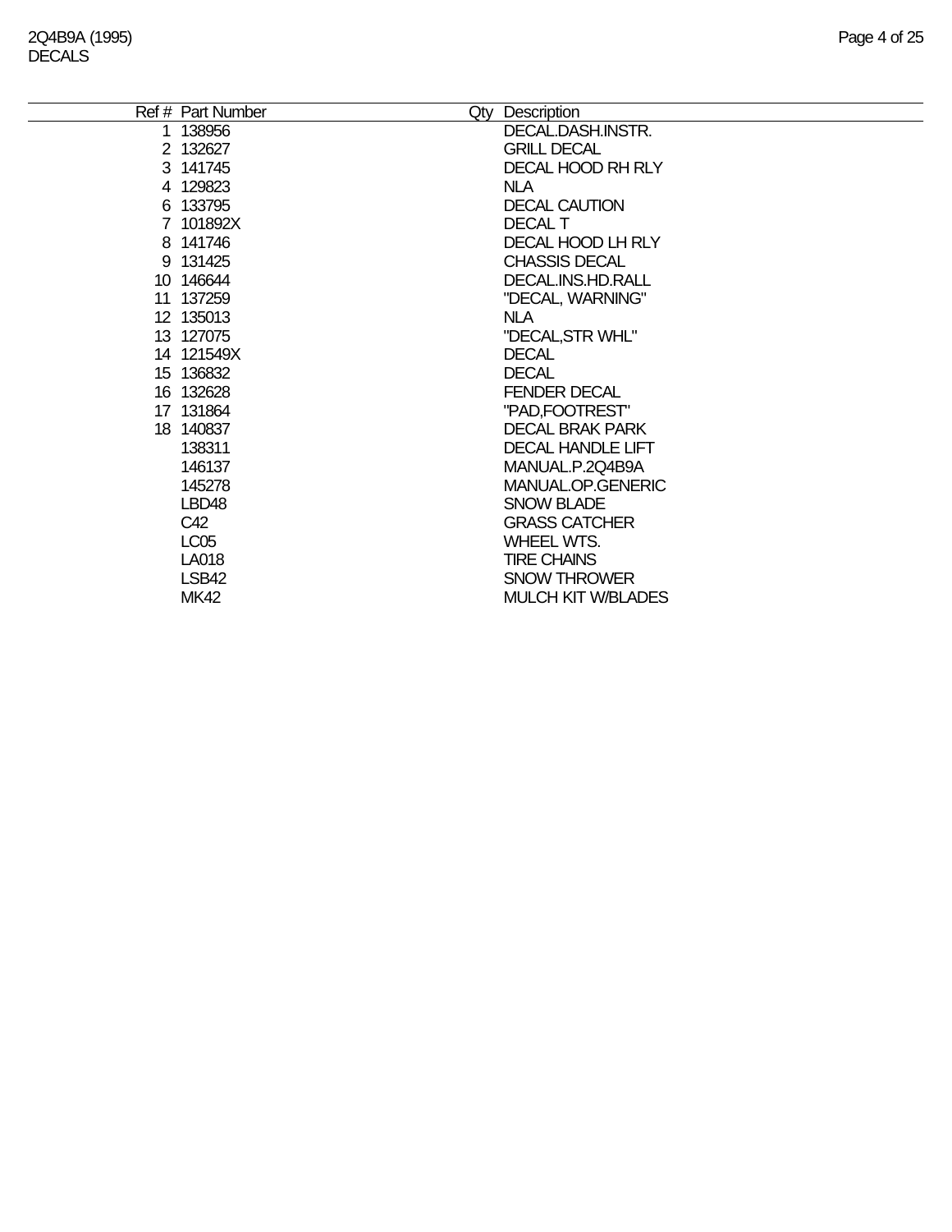2Q4B9A (1995)
DECALS

| Ref # | Part Number | Qty | Description |
|---|---|---|---|
| 1 | 138956 | | DECAL.DASH.INSTR. |
| 2 | 132627 | | GRILL DECAL |
| 3 | 141745 | | DECAL HOOD RH RLY |
| 4 | 129823 | | NLA |
| 6 | 133795 | | DECAL CAUTION |
| 7 | 101892X | | DECAL T |
| 8 | 141746 | | DECAL HOOD LH RLY |
| 9 | 131425 | | CHASSIS DECAL |
| 10 | 146644 | | DECAL.INS.HD.RALL |
| 11 | 137259 | | "DECAL, WARNING" |
| 12 | 135013 | | NLA |
| 13 | 127075 | | "DECAL,STR WHL" |
| 14 | 121549X | | DECAL |
| 15 | 136832 | | DECAL |
| 16 | 132628 | | FENDER DECAL |
| 17 | 131864 | | "PAD,FOOTREST" |
| 18 | 140837 | | DECAL BRAK PARK |
| | 138311 | | DECAL HANDLE LIFT |
| | 146137 | | MANUAL.P.2Q4B9A |
| | 145278 | | MANUAL.OP.GENERIC |
| | LBD48 | | SNOW BLADE |
| | C42 | | GRASS CATCHER |
| | LC05 | | WHEEL WTS. |
| | LA018 | | TIRE CHAINS |
| | LSB42 | | SNOW THROWER |
| | MK42 | | MULCH KIT W/BLADES |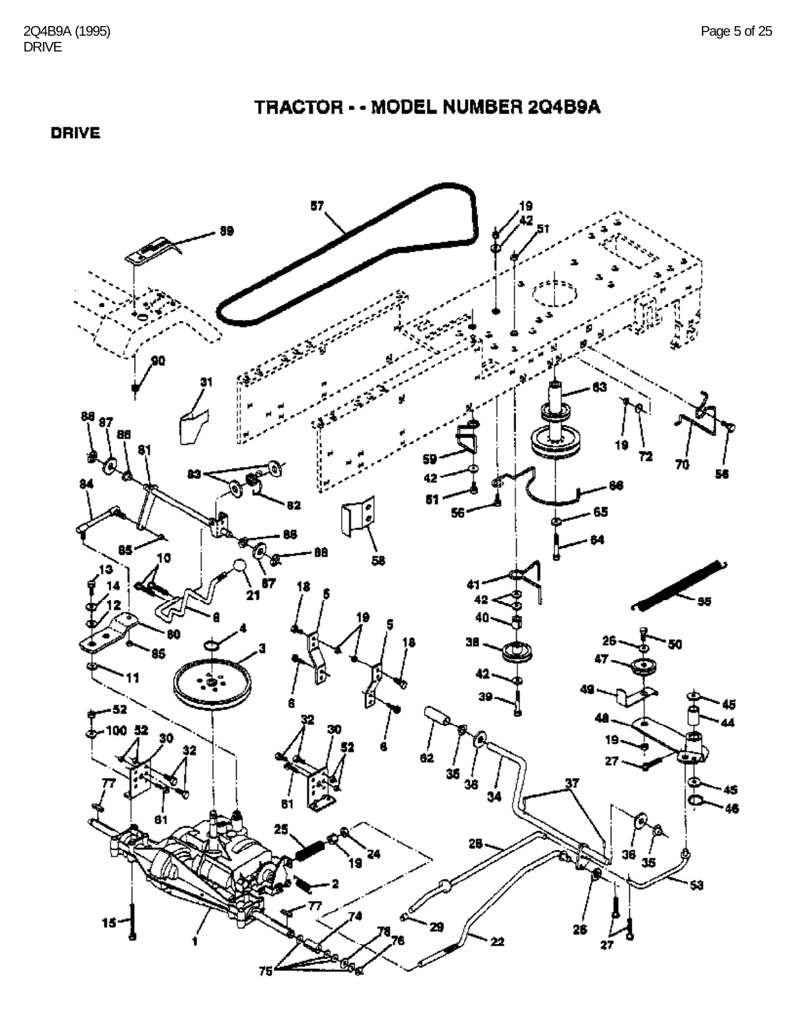# TRACTOR - - MODEL NUMBER 2Q4B9A

## DRIVE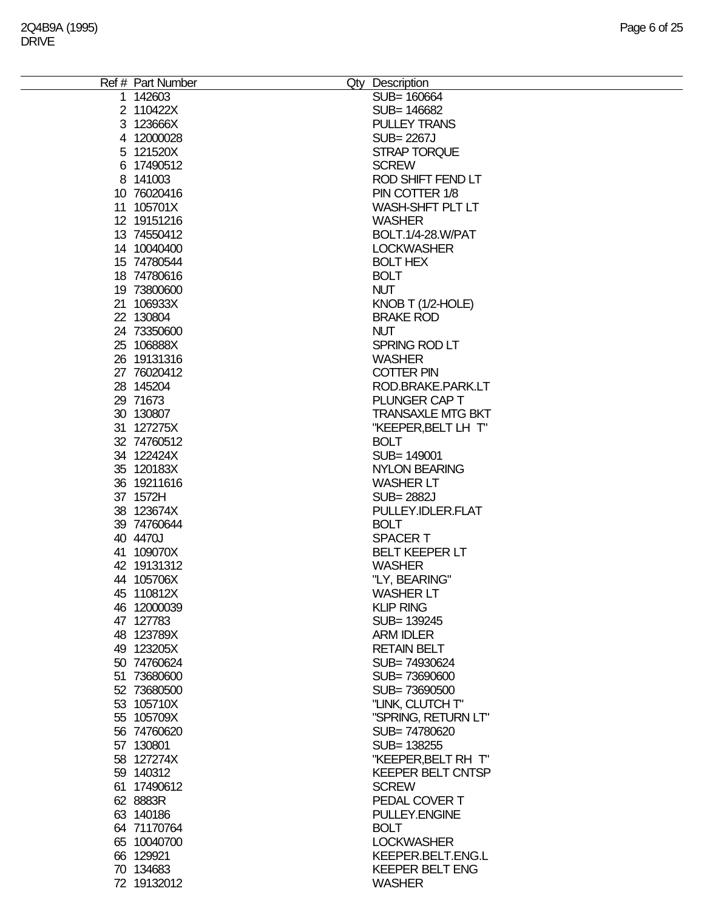2Q4B9A (1995)
DRIVE

| Ref # | Part Number | Qty | Description |
|---|---|---|---|
| 1 | 142603 | | SUB= 160664 |
| 2 | 110422X | | SUB= 146682 |
| 3 | 123666X | | PULLEY TRANS |
| 4 | 12000028 | | SUB= 2267J |
| 5 | 121520X | | STRAP TORQUE |
| 6 | 17490512 | | SCREW |
| 8 | 141003 | | ROD SHIFT FEND LT |
| 10 | 76020416 | | PIN COTTER 1/8 |
| 11 | 105701X | | WASH-SHFT PLT LT |
| 12 | 19151216 | | WASHER |
| 13 | 74550412 | | BOLT.1/4-28.W/PAT |
| 14 | 10040400 | | LOCKWASHER |
| 15 | 74780544 | | BOLT HEX |
| 18 | 74780616 | | BOLT |
| 19 | 73800600 | | NUT |
| 21 | 106933X | | KNOB T (1/2-HOLE) |
| 22 | 130804 | | BRAKE ROD |
| 24 | 73350600 | | NUT |
| 25 | 106888X | | SPRING ROD LT |
| 26 | 19131316 | | WASHER |
| 27 | 76020412 | | COTTER PIN |
| 28 | 145204 | | ROD.BRAKE.PARK.LT |
| 29 | 71673 | | PLUNGER CAP T |
| 30 | 130807 | | TRANSAXLE MTG BKT |
| 31 | 127275X | | "KEEPER,BELT LH T" |
| 32 | 74760512 | | BOLT |
| 34 | 122424X | | SUB= 149001 |
| 35 | 120183X | | NYLON BEARING |
| 36 | 19211616 | | WASHER LT |
| 37 | 1572H | | SUB= 2882J |
| 38 | 123674X | | PULLEY.IDLER.FLAT |
| 39 | 74760644 | | BOLT |
| 40 | 4470J | | SPACER T |
| 41 | 109070X | | BELT KEEPER LT |
| 42 | 19131312 | | WASHER |
| 44 | 105706X | | "LY, BEARING" |
| 45 | 110812X | | WASHER LT |
| 46 | 12000039 | | KLIP RING |
| 47 | 127783 | | SUB= 139245 |
| 48 | 123789X | | ARM IDLER |
| 49 | 123205X | | RETAIN BELT |
| 50 | 74760624 | | SUB= 74930624 |
| 51 | 73680600 | | SUB= 73690600 |
| 52 | 73680500 | | SUB= 73690500 |
| 53 | 105710X | | "LINK, CLUTCH T" |
| 55 | 105709X | | "SPRING, RETURN LT" |
| 56 | 74760620 | | SUB= 74780620 |
| 57 | 130801 | | SUB= 138255 |
| 58 | 127274X | | "KEEPER,BELT RH T" |
| 59 | 140312 | | KEEPER BELT CNTSP |
| 61 | 17490612 | | SCREW |
| 62 | 8883R | | PEDAL COVER T |
| 63 | 140186 | | PULLEY.ENGINE |
| 64 | 71170764 | | BOLT |
| 65 | 10040700 | | LOCKWASHER |
| 66 | 129921 | | KEEPER.BELT.ENG.L |
| 70 | 134683 | | KEEPER BELT ENG |
| 72 | 19132012 | | WASHER |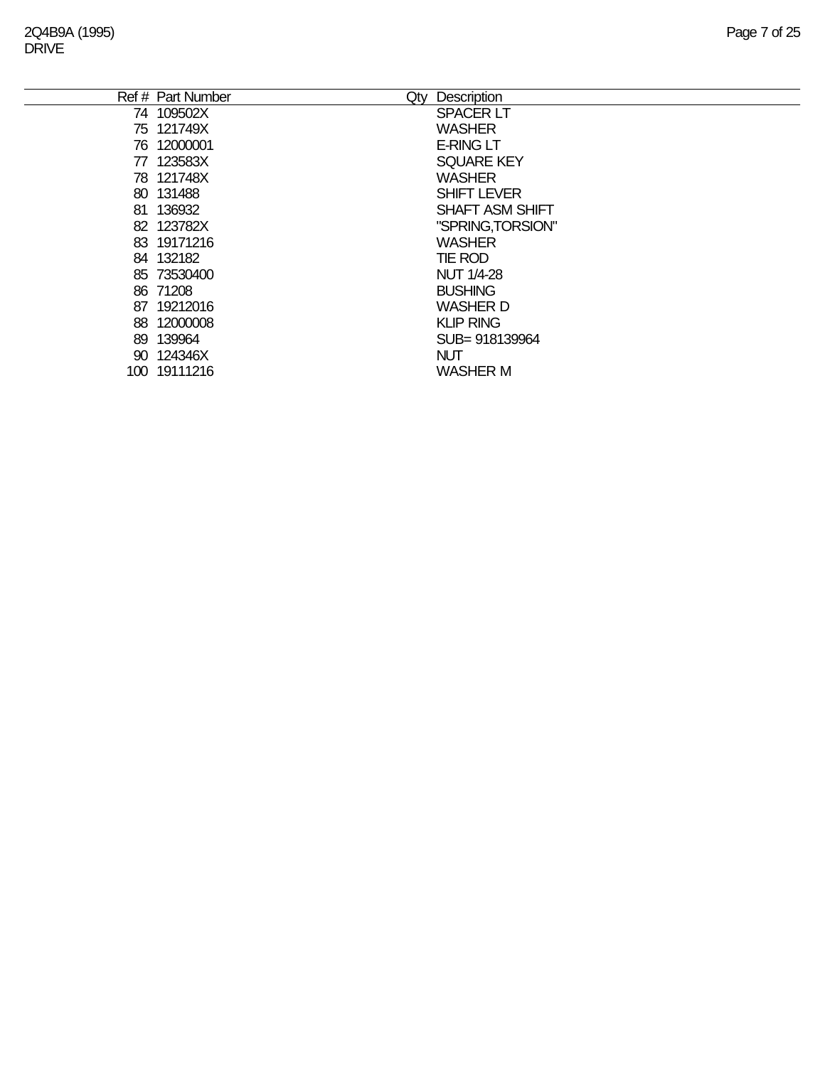| Ref # | Part Number | Qty | Description |
|---|---|---|---|
| 74 | 109502X | | SPACER LT |
| 75 | 121749X | | WASHER |
| 76 | 12000001 | | E-RING LT |
| 77 | 123583X | | SQUARE KEY |
| 78 | 121748X | | WASHER |
| 80 | 131488 | | SHIFT LEVER |
| 81 | 136932 | | SHAFT ASM SHIFT |
| 82 | 123782X | | "SPRING,TORSION" |
| 83 | 19171216 | | WASHER |
| 84 | 132182 | | TIE ROD |
| 85 | 73530400 | | NUT 1/4-28 |
| 86 | 71208 | | BUSHING |
| 87 | 19212016 | | WASHER D |
| 88 | 12000008 | | KLIP RING |
| 89 | 139964 | | SUB= 918139964 |
| 90 | 124346X | | NUT |
| 100 | 19111216 | | WASHER M |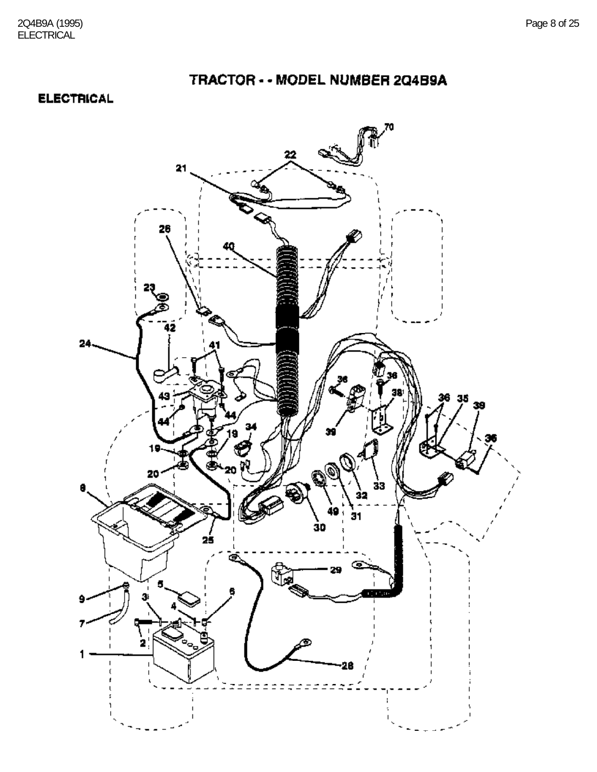# TRACTOR - - MODEL NUMBER 2Q4B9A

## ELECTRICAL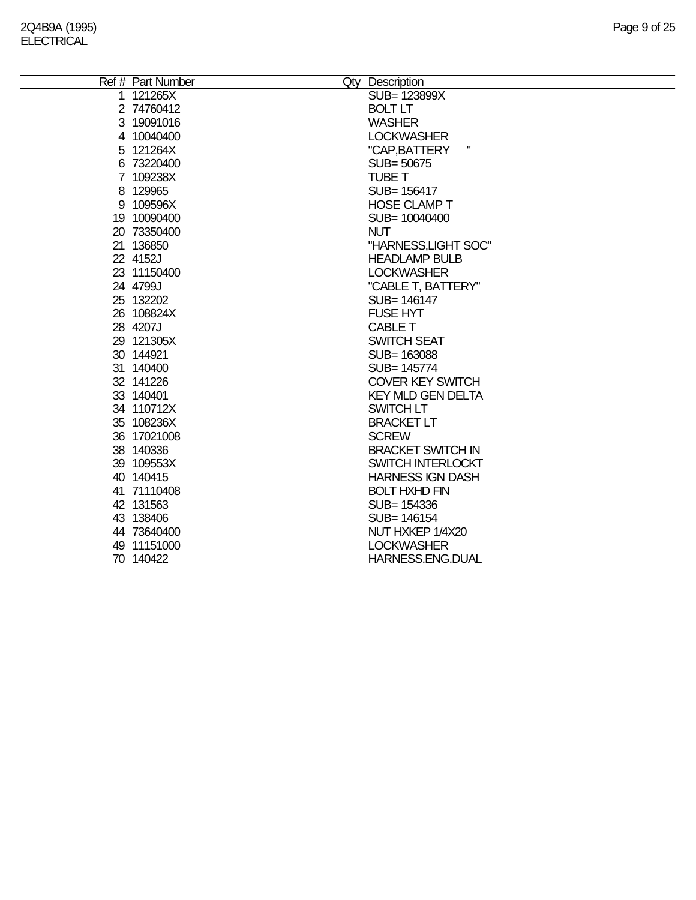2Q4B9A (1995)
ELECTRICAL

| Ref # | Part Number | Qty | Description |
|---|---|---|---|
| 1 | 121265X | | SUB= 123899X |
| 2 | 74760412 | | BOLT LT |
| 3 | 19091016 | | WASHER |
| 4 | 10040400 | | LOCKWASHER |
| 5 | 121264X | | "CAP,BATTERY " |
| 6 | 73220400 | | SUB= 50675 |
| 7 | 109238X | | TUBE T |
| 8 | 129965 | | SUB= 156417 |
| 9 | 109596X | | HOSE CLAMP T |
| 19 | 10090400 | | SUB= 10040400 |
| 20 | 73350400 | | NUT |
| 21 | 136850 | | "HARNESS,LIGHT SOC" |
| 22 | 4152J | | HEADLAMP BULB |
| 23 | 11150400 | | LOCKWASHER |
| 24 | 4799J | | "CABLE T, BATTERY" |
| 25 | 132202 | | SUB= 146147 |
| 26 | 108824X | | FUSE HYT |
| 28 | 4207J | | CABLE T |
| 29 | 121305X | | SWITCH SEAT |
| 30 | 144921 | | SUB= 163088 |
| 31 | 140400 | | SUB= 145774 |
| 32 | 141226 | | COVER KEY SWITCH |
| 33 | 140401 | | KEY MLD GEN DELTA |
| 34 | 110712X | | SWITCH LT |
| 35 | 108236X | | BRACKET LT |
| 36 | 17021008 | | SCREW |
| 38 | 140336 | | BRACKET SWITCH IN |
| 39 | 109553X | | SWITCH INTERLOCKT |
| 40 | 140415 | | HARNESS IGN DASH |
| 41 | 71110408 | | BOLT HXHD FIN |
| 42 | 131563 | | SUB= 154336 |
| 43 | 138406 | | SUB= 146154 |
| 44 | 73640400 | | NUT HXKEP 1/4X20 |
| 49 | 11151000 | | LOCKWASHER |
| 70 | 140422 | | HARNESS.ENG.DUAL |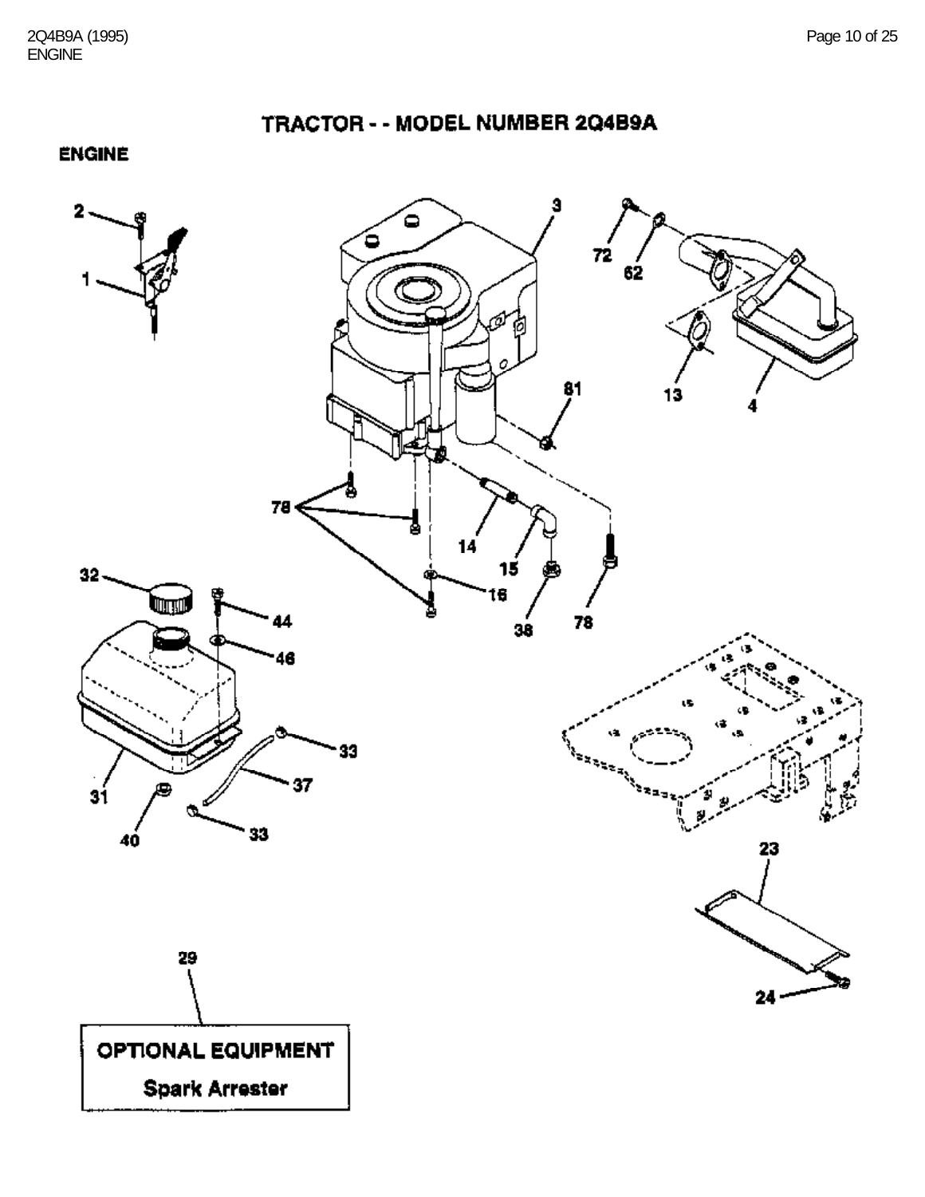# TRACTOR - - MODEL NUMBER 2Q4B9A

## ENGINE

2

1

3

72

62

81

13

4

78

14

15

16

38

78

32

44

46

33

37

31

40

33

23

29

24

**OPTIONAL EQUIPMENT**

**Spark Arrester**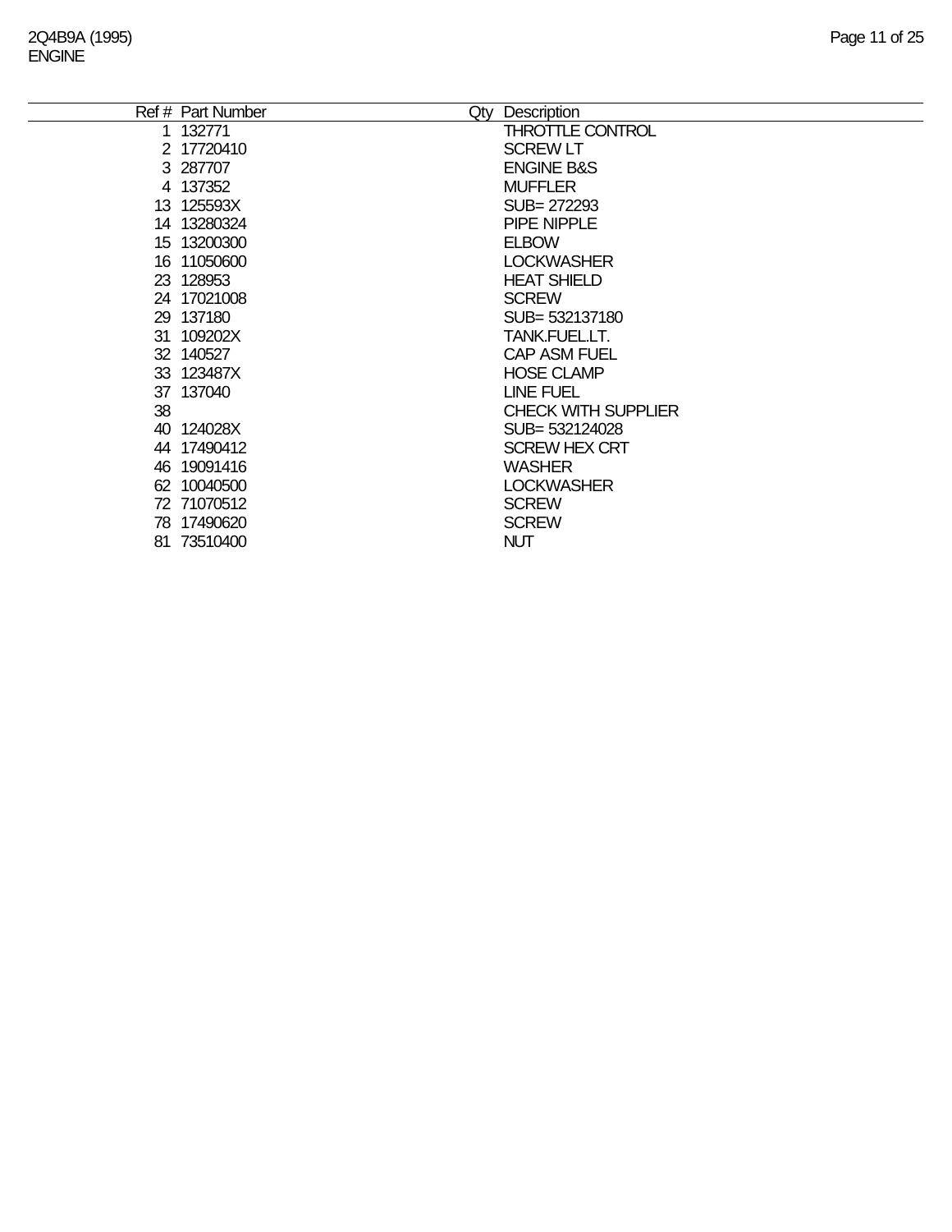2Q4B9A (1995)
ENGINE

| Ref # | Part Number | Qty | Description |
|---|---|---|---|
| 1 | 132771 | | THROTTLE CONTROL |
| 2 | 17720410 | | SCREW LT |
| 3 | 287707 | | ENGINE B&S |
| 4 | 137352 | | MUFFLER |
| 13 | 125593X | | SUB= 272293 |
| 14 | 13280324 | | PIPE NIPPLE |
| 15 | 13200300 | | ELBOW |
| 16 | 11050600 | | LOCKWASHER |
| 23 | 128953 | | HEAT SHIELD |
| 24 | 17021008 | | SCREW |
| 29 | 137180 | | SUB= 532137180 |
| 31 | 109202X | | TANK.FUEL.LT. |
| 32 | 140527 | | CAP ASM FUEL |
| 33 | 123487X | | HOSE CLAMP |
| 37 | 137040 | | LINE FUEL |
| 38 | | | CHECK WITH SUPPLIER |
| 40 | 124028X | | SUB= 532124028 |
| 44 | 17490412 | | SCREW HEX CRT |
| 46 | 19091416 | | WASHER |
| 62 | 10040500 | | LOCKWASHER |
| 72 | 71070512 | | SCREW |
| 78 | 17490620 | | SCREW |
| 81 | 73510400 | | NUT |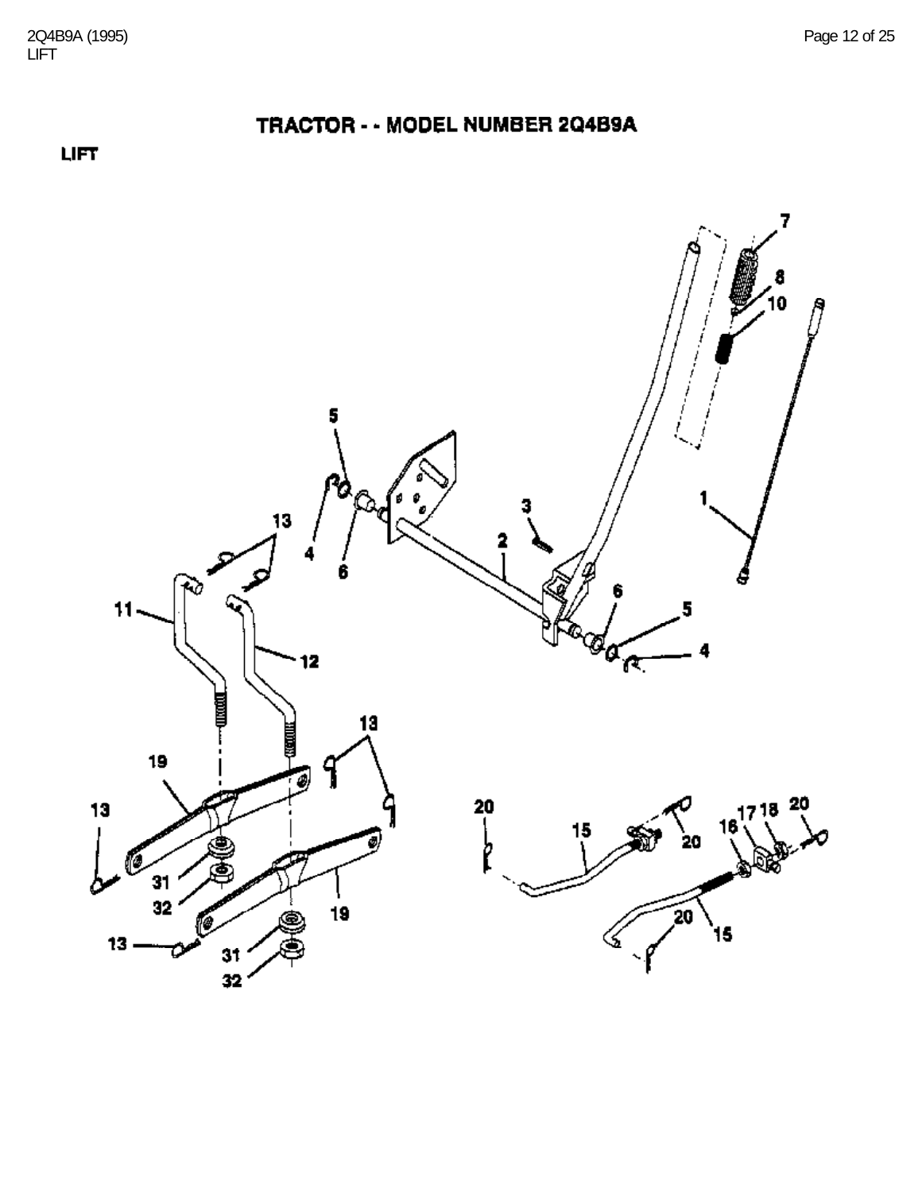# TRACTOR - - MODEL NUMBER 2Q4B9A

## LIFT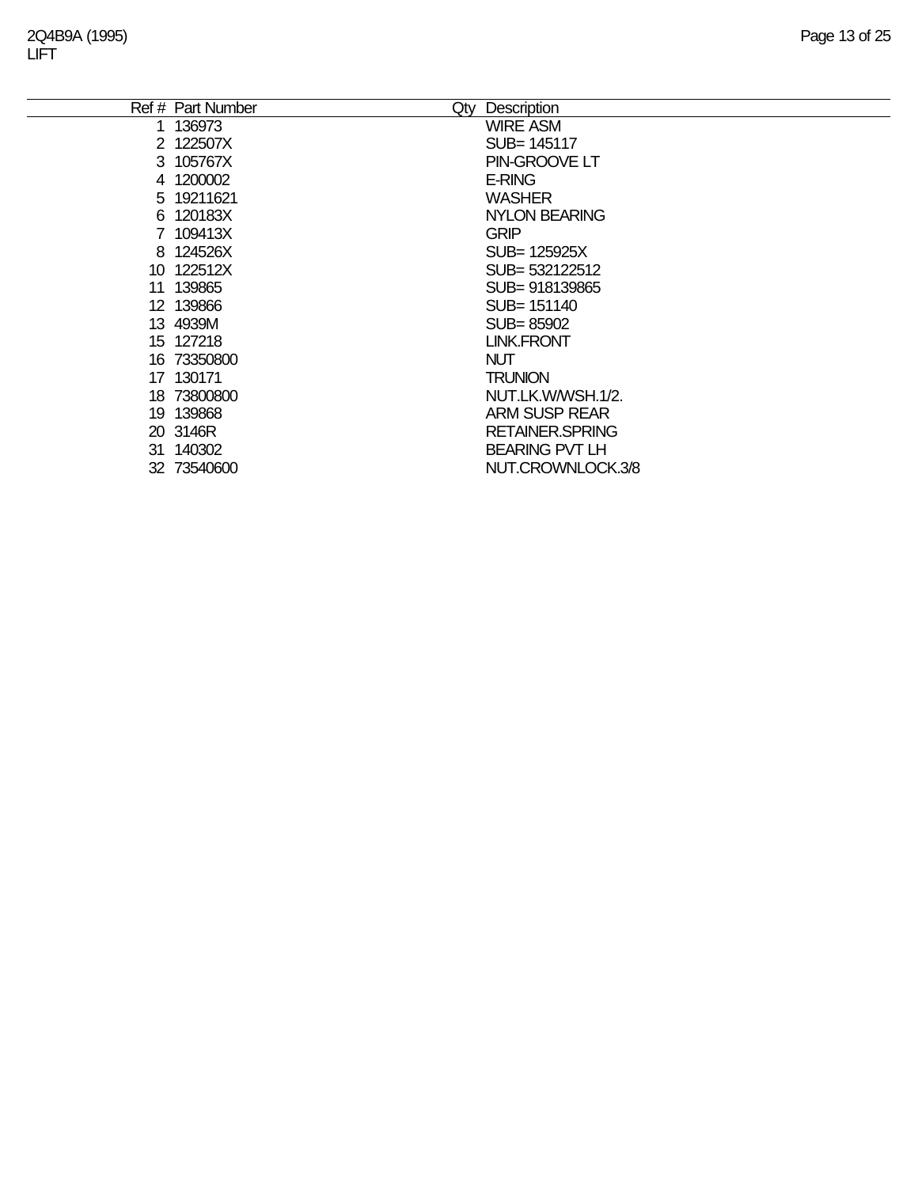| Ref # | Part Number | Qty | Description |
|---|---|---|---|
| 1 | 136973 | | WIRE ASM |
| 2 | 122507X | | SUB= 145117 |
| 3 | 105767X | | PIN-GROOVE LT |
| 4 | 1200002 | | E-RING |
| 5 | 19211621 | | WASHER |
| 6 | 120183X | | NYLON BEARING |
| 7 | 109413X | | GRIP |
| 8 | 124526X | | SUB= 125925X |
| 10 | 122512X | | SUB= 532122512 |
| 11 | 139865 | | SUB= 918139865 |
| 12 | 139866 | | SUB= 151140 |
| 13 | 4939M | | SUB= 85902 |
| 15 | 127218 | | LINK.FRONT |
| 16 | 73350800 | | NUT |
| 17 | 130171 | | TRUNION |
| 18 | 73800800 | | NUT.LK.W/WSH.1/2. |
| 19 | 139868 | | ARM SUSP REAR |
| 20 | 3146R | | RETAINER.SPRING |
| 31 | 140302 | | BEARING PVT LH |
| 32 | 73540600 | | NUT.CROWNLOCK.3/8 |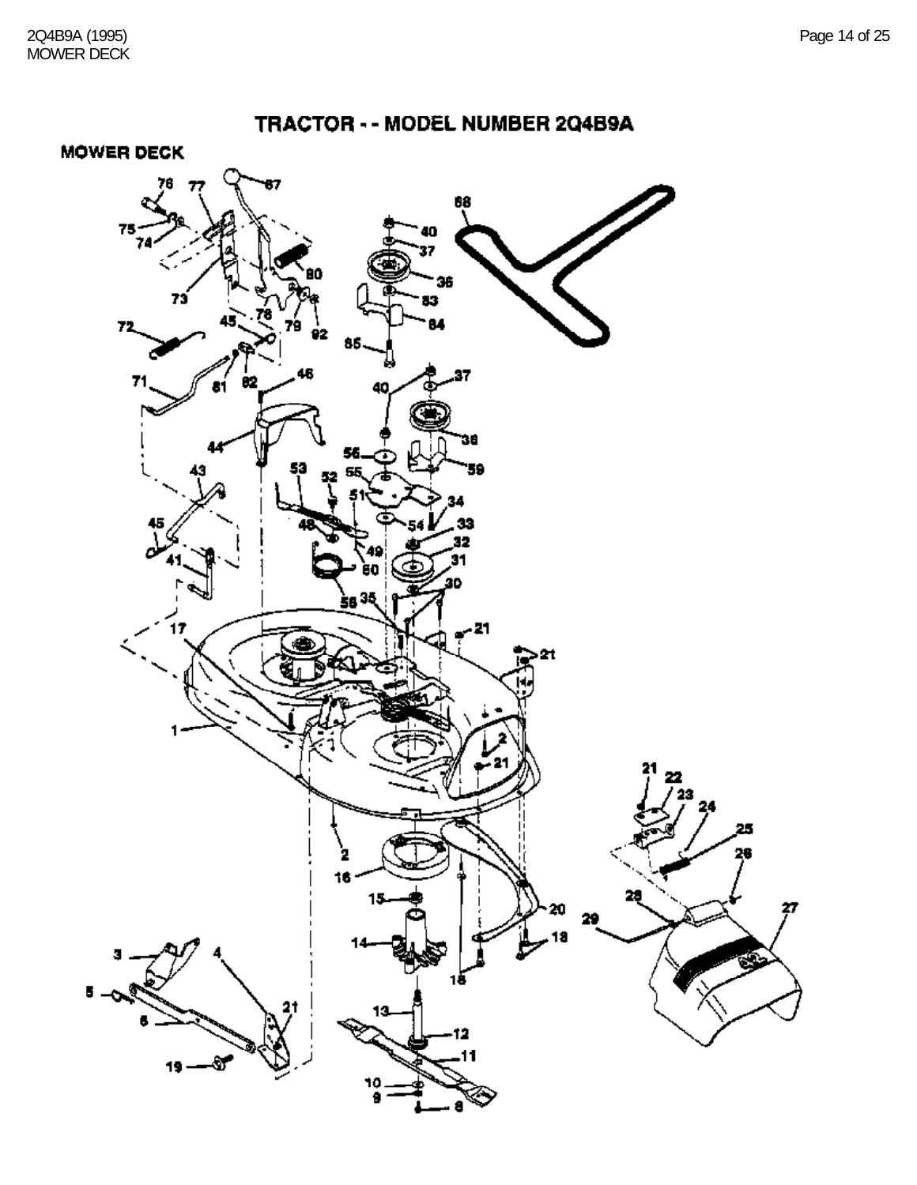# TRACTOR - - MODEL NUMBER 2Q4B9A

## MOWER DECK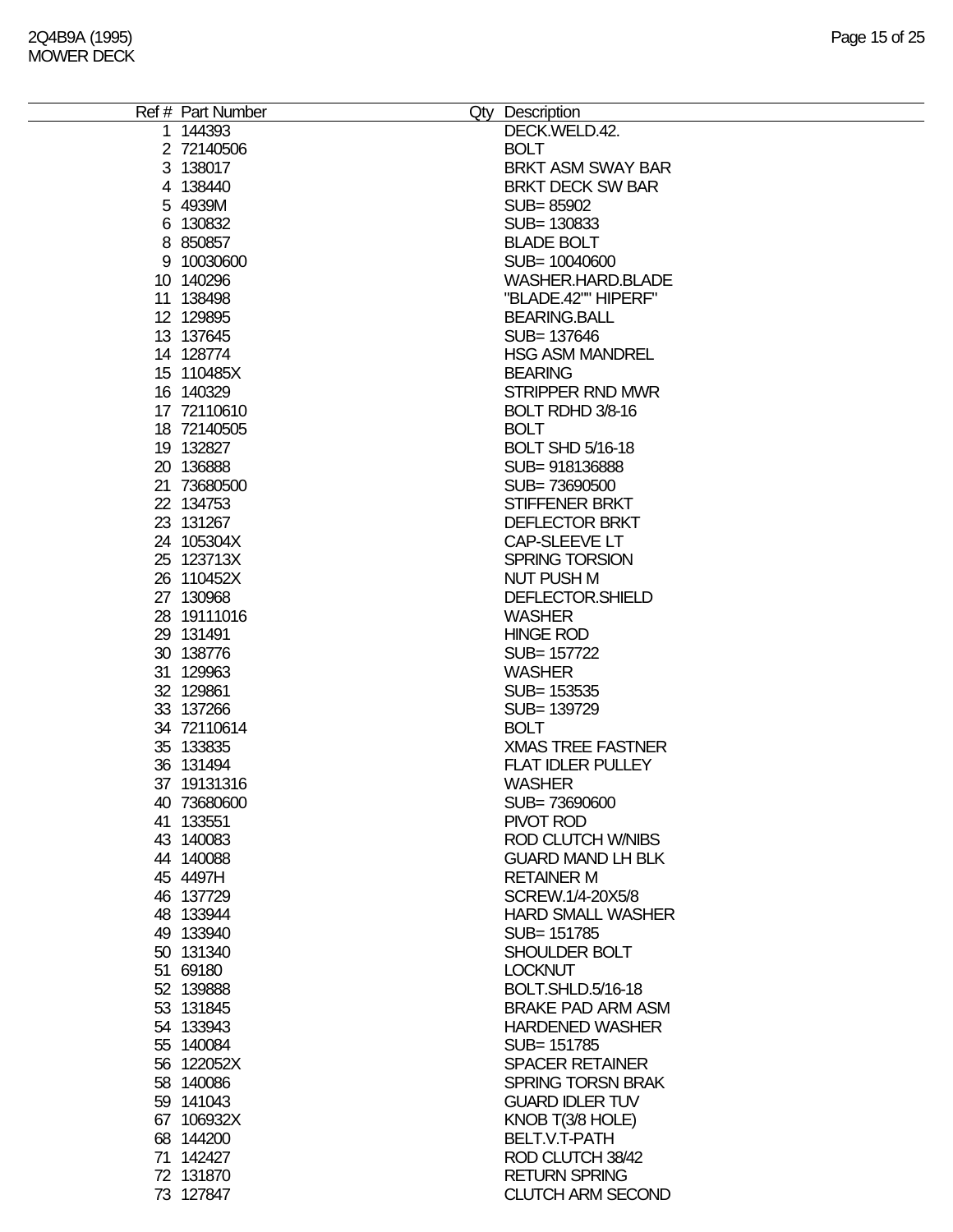| Ref # | Part Number | Qty | Description |
|---|---|---|---|
| 1 | 144393 | | DECK.WELD.42. |
| 2 | 72140506 | | BOLT |
| 3 | 138017 | | BRKT ASM SWAY BAR |
| 4 | 138440 | | BRKT DECK SW BAR |
| 5 | 4939M | | SUB= 85902 |
| 6 | 130832 | | SUB= 130833 |
| 8 | 850857 | | BLADE BOLT |
| 9 | 10030600 | | SUB= 10040600 |
| 10 | 140296 | | WASHER.HARD.BLADE |
| 11 | 138498 | | "BLADE.42"" HIPERF" |
| 12 | 129895 | | BEARING.BALL |
| 13 | 137645 | | SUB= 137646 |
| 14 | 128774 | | HSG ASM MANDREL |
| 15 | 110485X | | BEARING |
| 16 | 140329 | | STRIPPER RND MWR |
| 17 | 72110610 | | BOLT RDHD 3/8-16 |
| 18 | 72140505 | | BOLT |
| 19 | 132827 | | BOLT SHD 5/16-18 |
| 20 | 136888 | | SUB= 918136888 |
| 21 | 73680500 | | SUB= 73690500 |
| 22 | 134753 | | STIFFENER BRKT |
| 23 | 131267 | | DEFLECTOR BRKT |
| 24 | 105304X | | CAP-SLEEVE LT |
| 25 | 123713X | | SPRING TORSION |
| 26 | 110452X | | NUT PUSH M |
| 27 | 130968 | | DEFLECTOR.SHIELD |
| 28 | 19111016 | | WASHER |
| 29 | 131491 | | HINGE ROD |
| 30 | 138776 | | SUB= 157722 |
| 31 | 129963 | | WASHER |
| 32 | 129861 | | SUB= 153535 |
| 33 | 137266 | | SUB= 139729 |
| 34 | 72110614 | | BOLT |
| 35 | 133835 | | XMAS TREE FASTNER |
| 36 | 131494 | | FLAT IDLER PULLEY |
| 37 | 19131316 | | WASHER |
| 40 | 73680600 | | SUB= 73690600 |
| 41 | 133551 | | PIVOT ROD |
| 43 | 140083 | | ROD CLUTCH W/NIBS |
| 44 | 140088 | | GUARD MAND LH BLK |
| 45 | 4497H | | RETAINER M |
| 46 | 137729 | | SCREW.1/4-20X5/8 |
| 48 | 133944 | | HARD SMALL WASHER |
| 49 | 133940 | | SUB= 151785 |
| 50 | 131340 | | SHOULDER BOLT |
| 51 | 69180 | | LOCKNUT |
| 52 | 139888 | | BOLT.SHLD.5/16-18 |
| 53 | 131845 | | BRAKE PAD ARM ASM |
| 54 | 133943 | | HARDENED WASHER |
| 55 | 140084 | | SUB= 151785 |
| 56 | 122052X | | SPACER RETAINER |
| 58 | 140086 | | SPRING TORSN BRAK |
| 59 | 141043 | | GUARD IDLER TUV |
| 67 | 106932X | | KNOB T(3/8 HOLE) |
| 68 | 144200 | | BELT.V.T-PATH |
| 71 | 142427 | | ROD CLUTCH 38/42 |
| 72 | 131870 | | RETURN SPRING |
| 73 | 127847 | | CLUTCH ARM SECOND |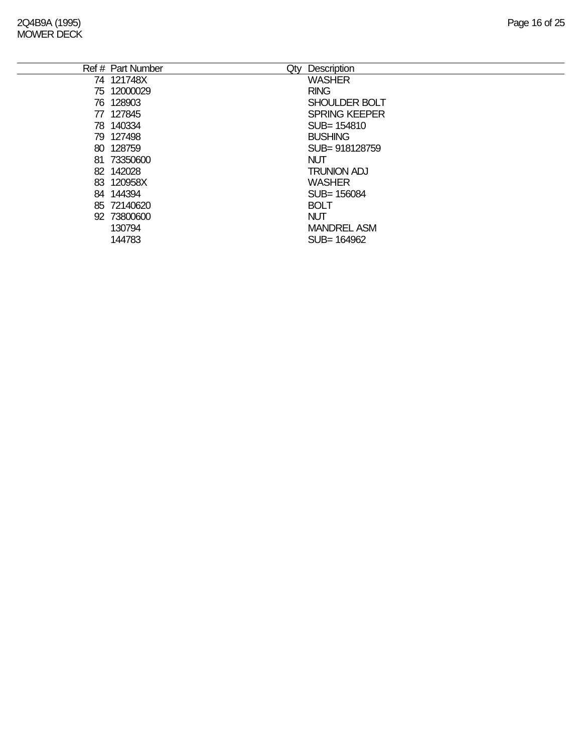| Ref # | Part Number | Qty | Description |
|---|---|---|---|
| 74 | 121748X | | WASHER |
| 75 | 12000029 | | RING |
| 76 | 128903 | | SHOULDER BOLT |
| 77 | 127845 | | SPRING KEEPER |
| 78 | 140334 | | SUB= 154810 |
| 79 | 127498 | | BUSHING |
| 80 | 128759 | | SUB= 918128759 |
| 81 | 73350600 | | NUT |
| 82 | 142028 | | TRUNION ADJ |
| 83 | 120958X | | WASHER |
| 84 | 144394 | | SUB= 156084 |
| 85 | 72140620 | | BOLT |
| 92 | 73800600 | | NUT |
| | 130794 | | MANDREL ASM |
| | 144783 | | SUB= 164962 |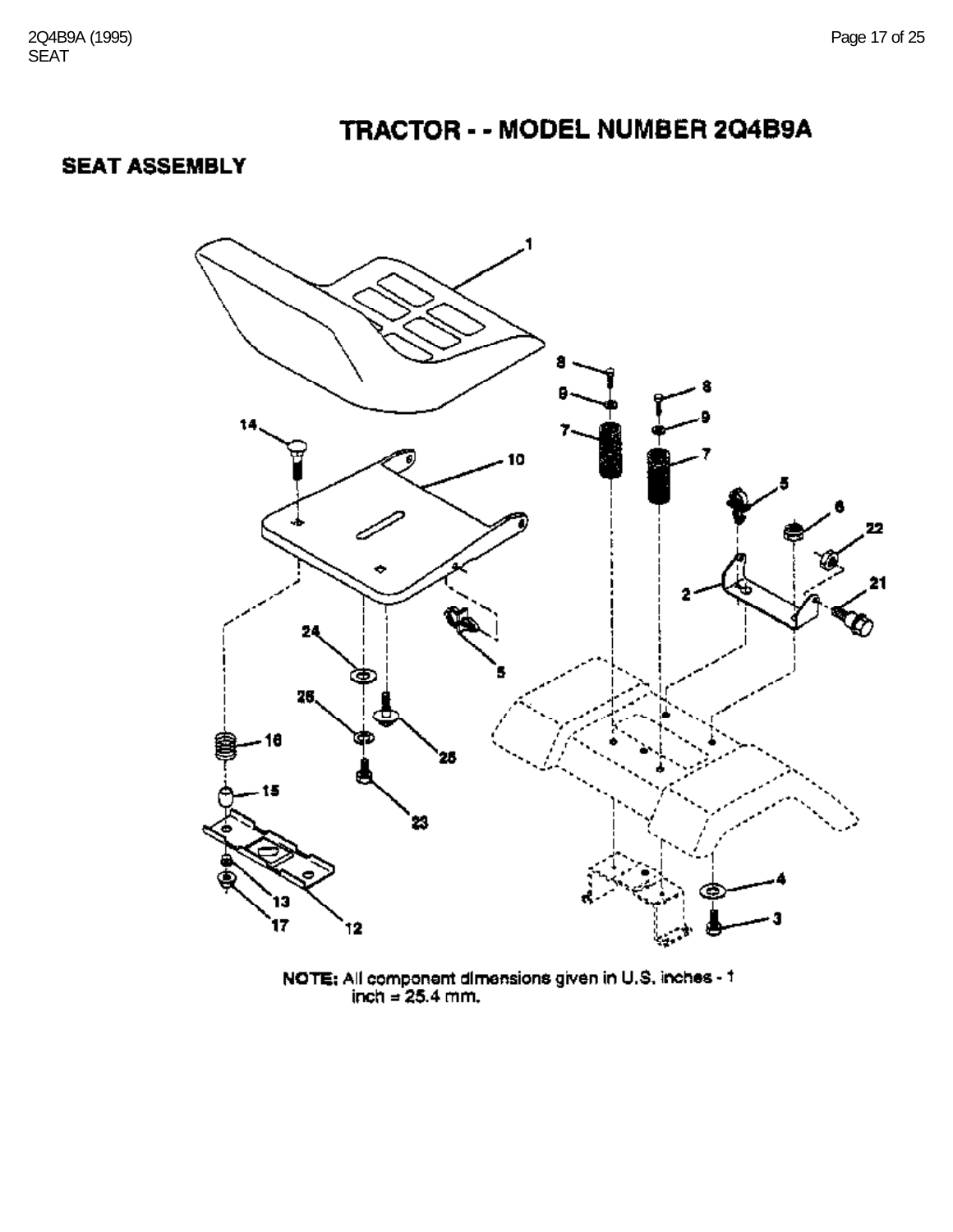# TRACTOR - - MODEL NUMBER 2Q4B9A

## SEAT ASSEMBLY

NOTE: All component dimensions given in U.S. inches - 1 inch = 25.4 mm.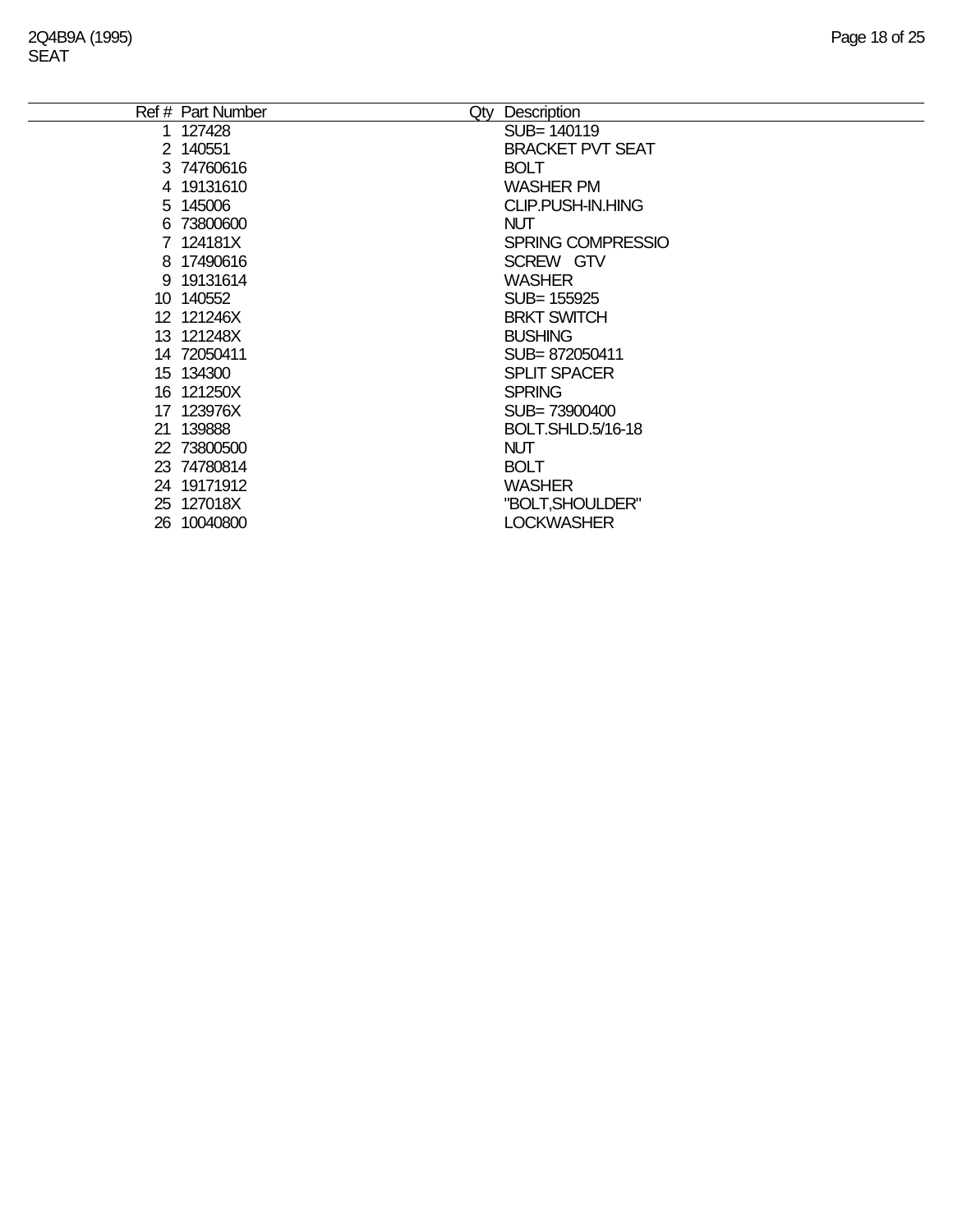2Q4B9A (1995)
SEAT

| Ref # | Part Number | Qty | Description |
| --- | --- | --- | --- |
| 1 | 127428 | | SUB= 140119 |
| 2 | 140551 | | BRACKET PVT SEAT |
| 3 | 74760616 | | BOLT |
| 4 | 19131610 | | WASHER PM |
| 5 | 145006 | | CLIP.PUSH-IN.HING |
| 6 | 73800600 | | NUT |
| 7 | 124181X | | SPRING COMPRESSIO |
| 8 | 17490616 | | SCREW GTV |
| 9 | 19131614 | | WASHER |
| 10 | 140552 | | SUB= 155925 |
| 12 | 121246X | | BRKT SWITCH |
| 13 | 121248X | | BUSHING |
| 14 | 72050411 | | SUB= 872050411 |
| 15 | 134300 | | SPLIT SPACER |
| 16 | 121250X | | SPRING |
| 17 | 123976X | | SUB= 73900400 |
| 21 | 139888 | | BOLT.SHLD.5/16-18 |
| 22 | 73800500 | | NUT |
| 23 | 74780814 | | BOLT |
| 24 | 19171912 | | WASHER |
| 25 | 127018X | | "BOLT,SHOULDER" |
| 26 | 10040800 | | LOCKWASHER |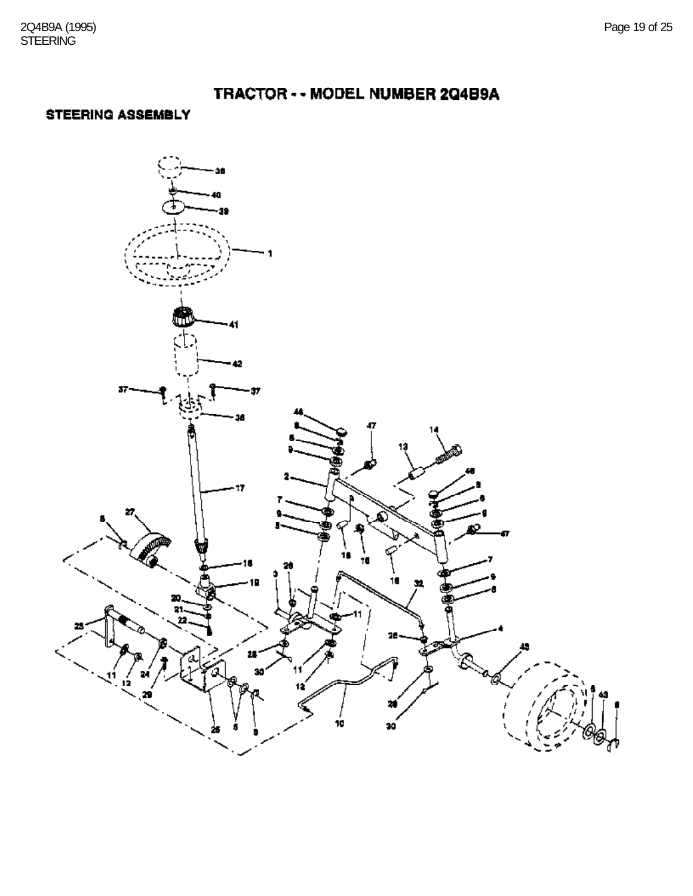# TRACTOR - - MODEL NUMBER 2Q4B9A

## STEERING ASSEMBLY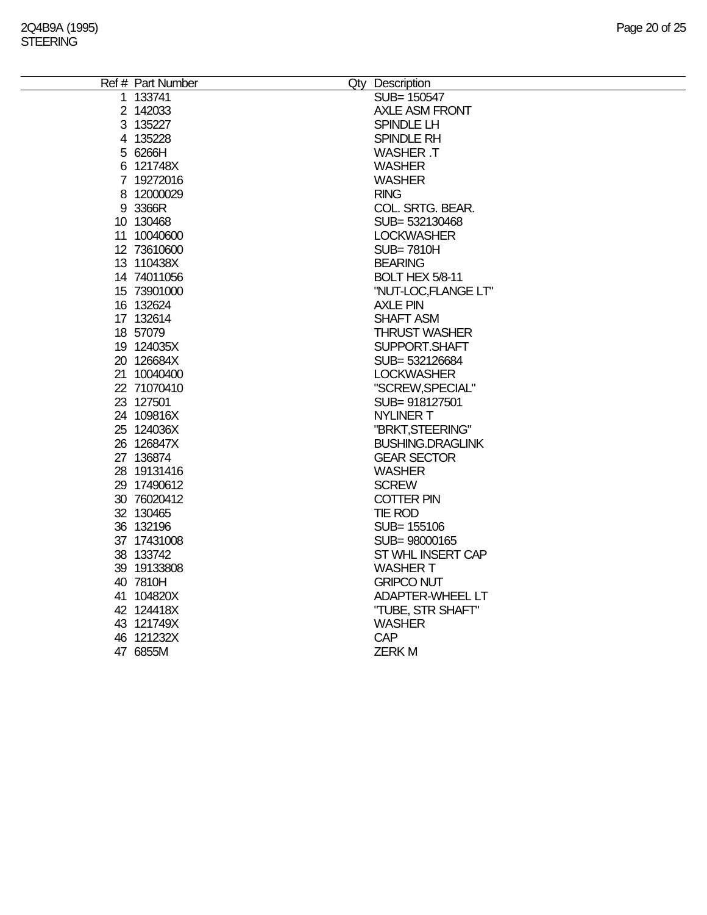2Q4B9A (1995)
STEERING

| Ref # | Part Number | Qty | Description |
|---|---|---|---|
| 1 | 133741 | | SUB= 150547 |
| 2 | 142033 | | AXLE ASM FRONT |
| 3 | 135227 | | SPINDLE LH |
| 4 | 135228 | | SPINDLE RH |
| 5 | 6266H | | WASHER .T |
| 6 | 121748X | | WASHER |
| 7 | 19272016 | | WASHER |
| 8 | 12000029 | | RING |
| 9 | 3366R | | COL. SRTG. BEAR. |
| 10 | 130468 | | SUB= 532130468 |
| 11 | 10040600 | | LOCKWASHER |
| 12 | 73610600 | | SUB= 7810H |
| 13 | 110438X | | BEARING |
| 14 | 74011056 | | BOLT HEX 5/8-11 |
| 15 | 73901000 | | "NUT-LOC,FLANGE LT" |
| 16 | 132624 | | AXLE PIN |
| 17 | 132614 | | SHAFT ASM |
| 18 | 57079 | | THRUST WASHER |
| 19 | 124035X | | SUPPORT.SHAFT |
| 20 | 126684X | | SUB= 532126684 |
| 21 | 10040400 | | LOCKWASHER |
| 22 | 71070410 | | "SCREW,SPECIAL" |
| 23 | 127501 | | SUB= 918127501 |
| 24 | 109816X | | NYLINER T |
| 25 | 124036X | | "BRKT,STEERING" |
| 26 | 126847X | | BUSHING.DRAGLINK |
| 27 | 136874 | | GEAR SECTOR |
| 28 | 19131416 | | WASHER |
| 29 | 17490612 | | SCREW |
| 30 | 76020412 | | COTTER PIN |
| 32 | 130465 | | TIE ROD |
| 36 | 132196 | | SUB= 155106 |
| 37 | 17431008 | | SUB= 98000165 |
| 38 | 133742 | | ST WHL INSERT CAP |
| 39 | 19133808 | | WASHER T |
| 40 | 7810H | | GRIPCO NUT |
| 41 | 104820X | | ADAPTER-WHEEL LT |
| 42 | 124418X | | "TUBE, STR SHAFT" |
| 43 | 121749X | | WASHER |
| 46 | 121232X | | CAP |
| 47 | 6855M | | ZERK M |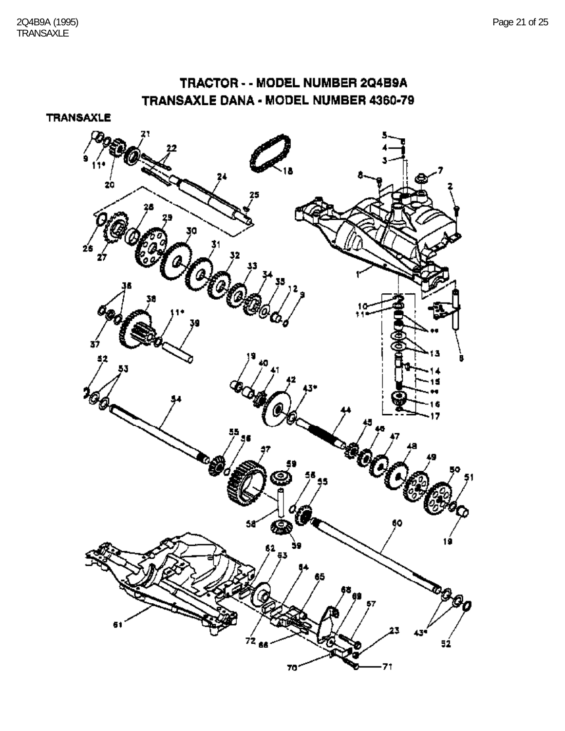# TRACTOR - - MODEL NUMBER 2Q4B9A

## TRANSAXLE DANA - MODEL NUMBER 4360-79

### TRANSAXLE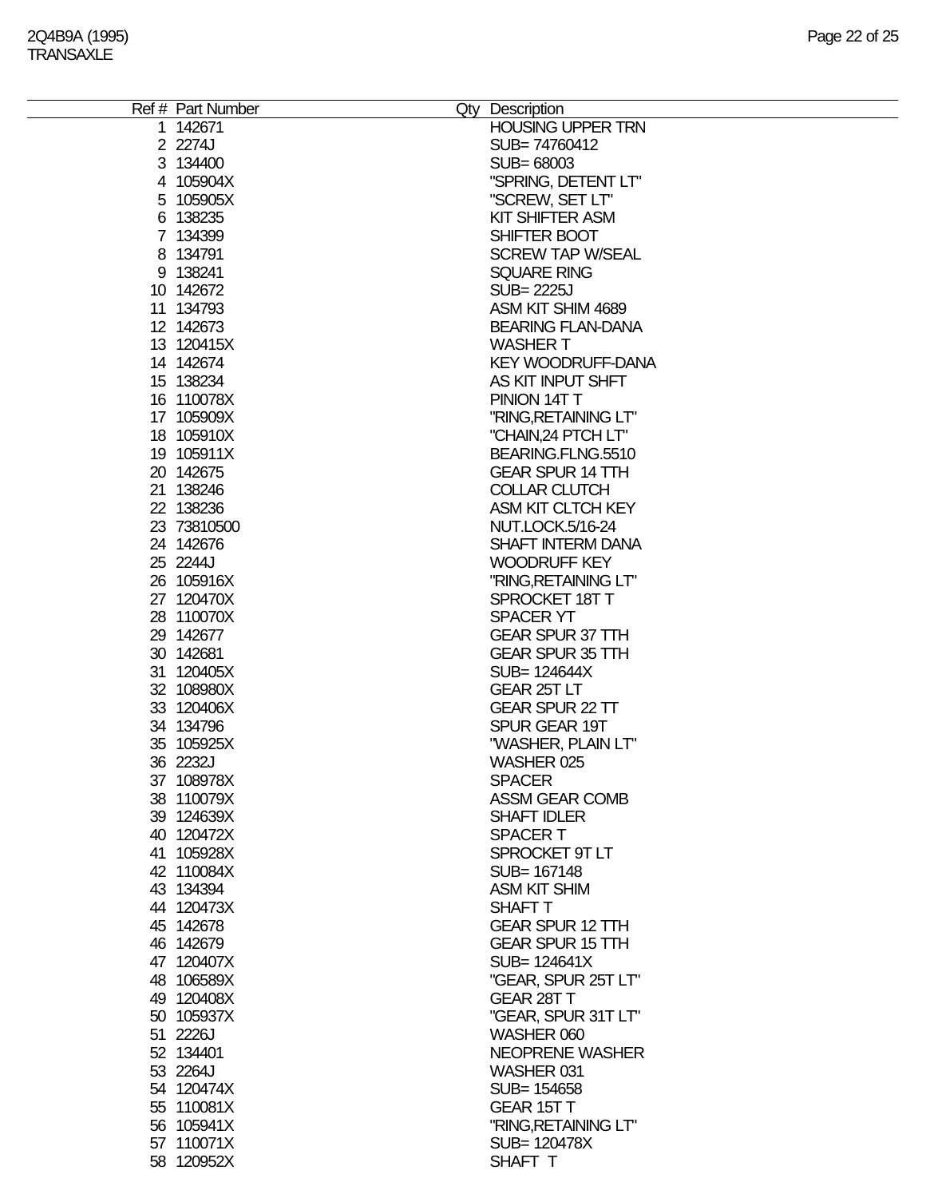2Q4B9A (1995)
TRANSAXLE

| Ref # | Part Number | Qty | Description |
|---|---|---|---|
| 1 | 142671 | | HOUSING UPPER TRN |
| 2 | 2274J | | SUB= 74760412 |
| 3 | 134400 | | SUB= 68003 |
| 4 | 105904X | | "SPRING, DETENT LT" |
| 5 | 105905X | | "SCREW, SET LT" |
| 6 | 138235 | | KIT SHIFTER ASM |
| 7 | 134399 | | SHIFTER BOOT |
| 8 | 134791 | | SCREW TAP W/SEAL |
| 9 | 138241 | | SQUARE RING |
| 10 | 142672 | | SUB= 2225J |
| 11 | 134793 | | ASM KIT SHIM 4689 |
| 12 | 142673 | | BEARING FLAN-DANA |
| 13 | 120415X | | WASHER T |
| 14 | 142674 | | KEY WOODRUFF-DANA |
| 15 | 138234 | | AS KIT INPUT SHFT |
| 16 | 110078X | | PINION 14T T |
| 17 | 105909X | | "RING,RETAINING LT" |
| 18 | 105910X | | "CHAIN,24 PTCH LT" |
| 19 | 105911X | | BEARING.FLNG.5510 |
| 20 | 142675 | | GEAR SPUR 14 TTH |
| 21 | 138246 | | COLLAR CLUTCH |
| 22 | 138236 | | ASM KIT CLTCH KEY |
| 23 | 73810500 | | NUT.LOCK.5/16-24 |
| 24 | 142676 | | SHAFT INTERM DANA |
| 25 | 2244J | | WOODRUFF KEY |
| 26 | 105916X | | "RING,RETAINING LT" |
| 27 | 120470X | | SPROCKET 18T T |
| 28 | 110070X | | SPACER YT |
| 29 | 142677 | | GEAR SPUR 37 TTH |
| 30 | 142681 | | GEAR SPUR 35 TTH |
| 31 | 120405X | | SUB= 124644X |
| 32 | 108980X | | GEAR 25T LT |
| 33 | 120406X | | GEAR SPUR 22 TT |
| 34 | 134796 | | SPUR GEAR 19T |
| 35 | 105925X | | "WASHER, PLAIN LT" |
| 36 | 2232J | | WASHER 025 |
| 37 | 108978X | | SPACER |
| 38 | 110079X | | ASSM GEAR COMB |
| 39 | 124639X | | SHAFT IDLER |
| 40 | 120472X | | SPACER T |
| 41 | 105928X | | SPROCKET 9T LT |
| 42 | 110084X | | SUB= 167148 |
| 43 | 134394 | | ASM KIT SHIM |
| 44 | 120473X | | SHAFT T |
| 45 | 142678 | | GEAR SPUR 12 TTH |
| 46 | 142679 | | GEAR SPUR 15 TTH |
| 47 | 120407X | | SUB= 124641X |
| 48 | 106589X | | "GEAR, SPUR 25T LT" |
| 49 | 120408X | | GEAR 28T T |
| 50 | 105937X | | "GEAR, SPUR 31T LT" |
| 51 | 2226J | | WASHER 060 |
| 52 | 134401 | | NEOPRENE WASHER |
| 53 | 2264J | | WASHER 031 |
| 54 | 120474X | | SUB= 154658 |
| 55 | 110081X | | GEAR 15T T |
| 56 | 105941X | | "RING,RETAINING LT" |
| 57 | 110071X | | SUB= 120478X |
| 58 | 120952X | | SHAFT T |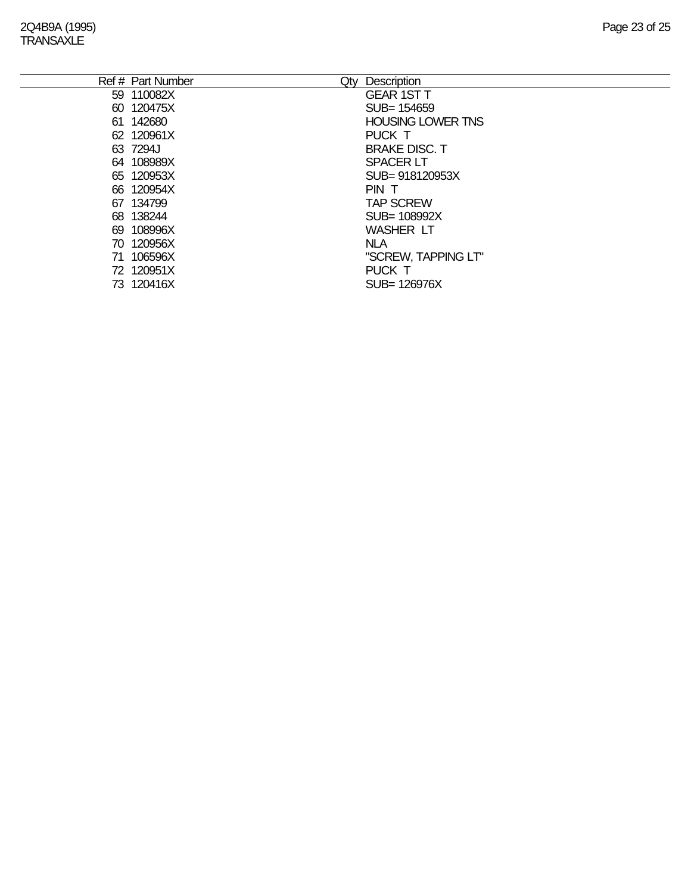| Ref # | Part Number | Qty | Description |
|---|---|---|---|
| 59 | 110082X | | GEAR 1ST T |
| 60 | 120475X | | SUB= 154659 |
| 61 | 142680 | | HOUSING LOWER TNS |
| 62 | 120961X | | PUCK T |
| 63 | 7294J | | BRAKE DISC. T |
| 64 | 108989X | | SPACER LT |
| 65 | 120953X | | SUB= 918120953X |
| 66 | 120954X | | PIN T |
| 67 | 134799 | | TAP SCREW |
| 68 | 138244 | | SUB= 108992X |
| 69 | 108996X | | WASHER LT |
| 70 | 120956X | | NLA |
| 71 | 106596X | | "SCREW, TAPPING LT" |
| 72 | 120951X | | PUCK T |
| 73 | 120416X | | SUB= 126976X |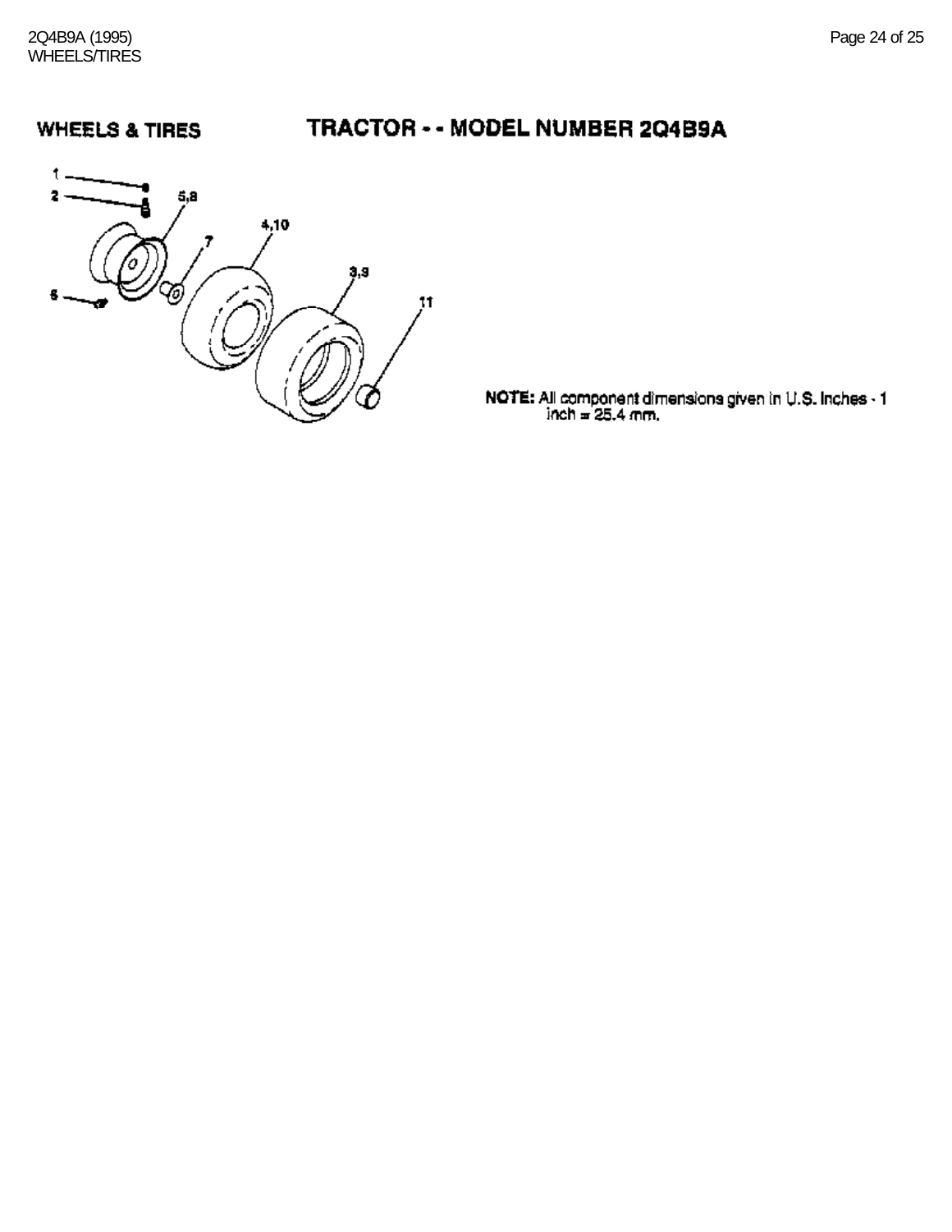## WHEELS & TIRES

## TRACTOR - - MODEL NUMBER 2Q4B9A

**NOTE:** All component dimensions given in U.S. Inches - 1 inch = 25.4 mm.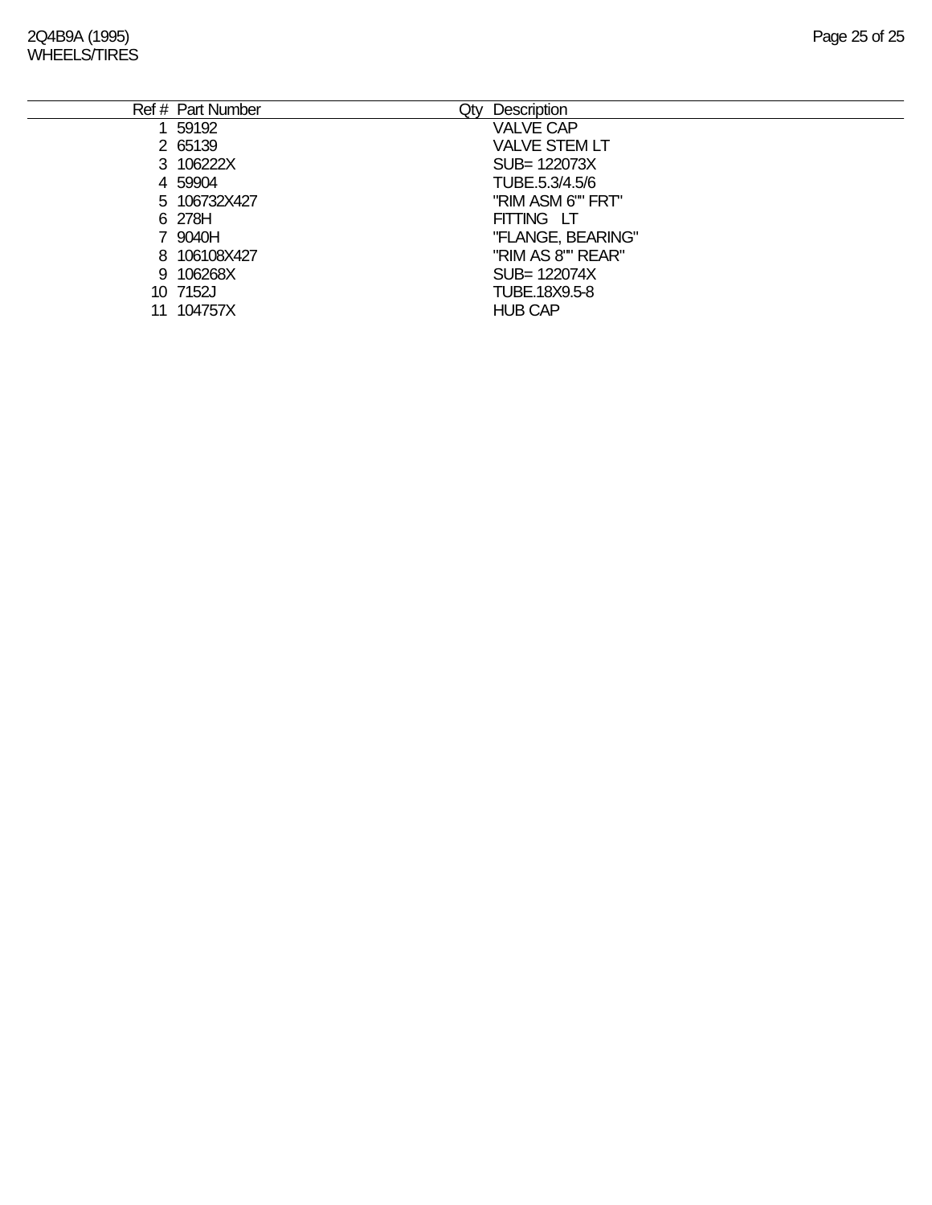2Q4B9A (1995)
WHEELS/TIRES

| Ref # | Part Number | Qty | Description |
|---|---|---|---|
| 1 | 59192 | | VALVE CAP |
| 2 | 65139 | | VALVE STEM LT |
| 3 | 106222X | | SUB= 122073X |
| 4 | 59904 | | TUBE.5.3/4.5/6 |
| 5 | 106732X427 | | "RIM ASM 6"" FRT" |
| 6 | 278H | | FITTING LT |
| 7 | 9040H | | "FLANGE, BEARING" |
| 8 | 106108X427 | | "RIM AS 8"" REAR" |
| 9 | 106268X | | SUB= 122074X |
| 10 | 7152J | | TUBE.18X9.5-8 |
| 11 | 104757X | | HUB CAP |